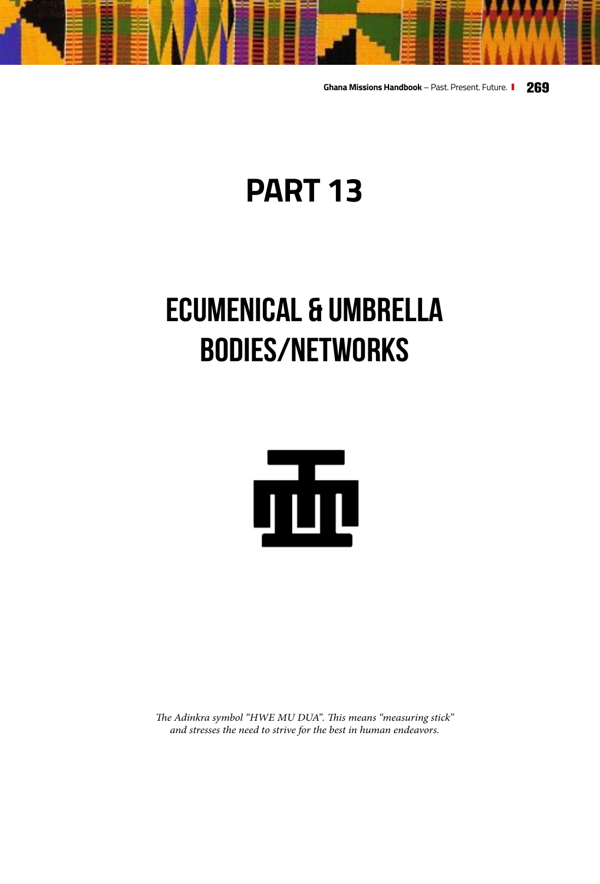# PART 13

# ECUMENICAL & UMBRELLA BODIES/NETWORKS

*The Adinkra symbol "HWE MU DUA". This means "measuring stick" and stresses the need to strive for the best in human endeavors.*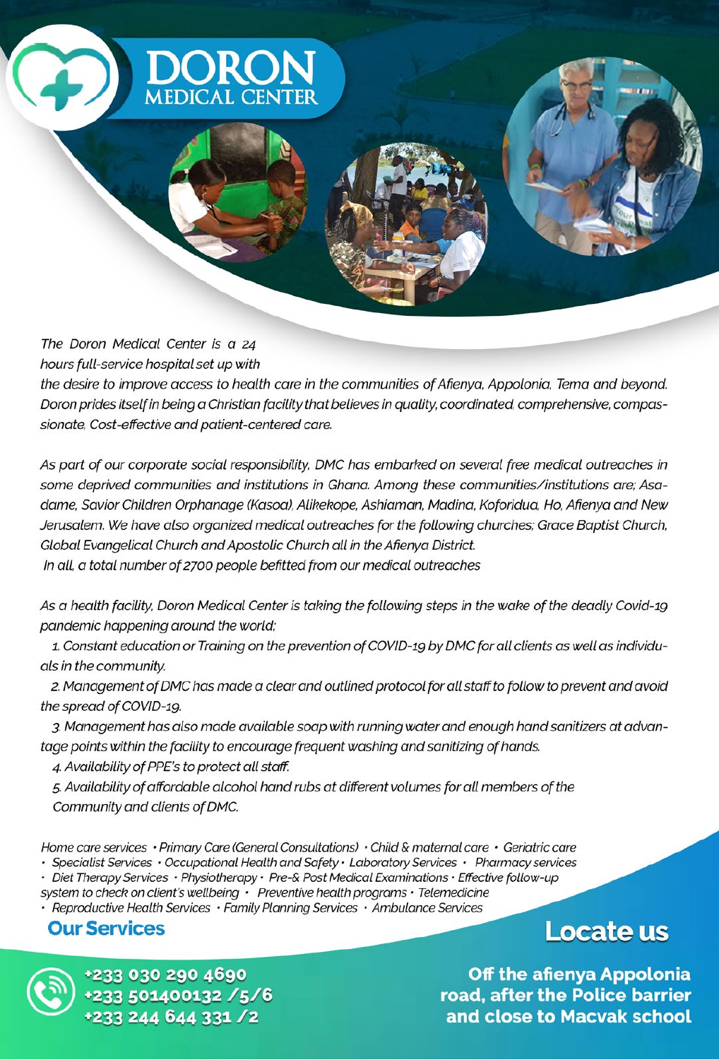# DORON MEDICAL CENTER

*The Doron Medical Center is a 24 hours full-service hospital set up with the desire to improve access to health care in the communities of Afienya, Appolonia, Tema and beyond. Doron prides itself in being a Christian facility that believes in quality, coordinated, comprehensive, compassionate, Cost-effective and patient-centered care.*

*As part of our corporate social responsibility, DMC has embarked on several free medical outreaches in some deprived communities and institutions in Ghana. Among these communities/institutions are; Asadame, Savior Children Orphanage (Kasoa), Alikekope, Ashiaman, Madina, Koforidua, Ho, Afienya and New Jerusalem. We have also organized medical outreaches for the following churches; Grace Baptist Church, Global Evangelical Church and Apostolic Church all in the Afienya District.*
*In all, a total number of 2700 people befitted from our medical outreaches*

*As a health facility, Doron Medical Center is taking the following steps in the wake of the deadly Covid-19 pandemic happening around the world;*

1. *Constant education or Training on the prevention of COVID-19 by DMC for all clients as well as individuals in the community.*
2. *Management of DMC has made a clear and outlined protocol for all staff to follow to prevent and avoid the spread of COVID-19.*
3. *Management has also made available soap with running water and enough hand sanitizers at advantage points within the facility to encourage frequent washing and sanitizing of hands.*
4. *Availability of PPE's to protect all staff.*
5. *Availability of affordable alcohol hand rubs at different volumes for all members of the Community and clients of DMC.*

*Home care services • Primary Care (General Consultations) • Child & maternal care • Geriatric care • Specialist Services • Occupational Health and Safety • Laboratory Services • Pharmacy services • Diet Therapy Services • Physiotherapy • Pre-& Post Medical Examinations • Effective follow-up system to check on client's wellbeing • Preventive health programs • Telemedicine • Reproductive Health Services • Family Planning Services • Ambulance Services*

## Our Services

**+233 030 290 4690**
**+233 501400132 /5/6**
**+233 244 644 331 /2**

## Locate us

**Off the afienya Appolonia road, after the Police barrier and close to Macvak school**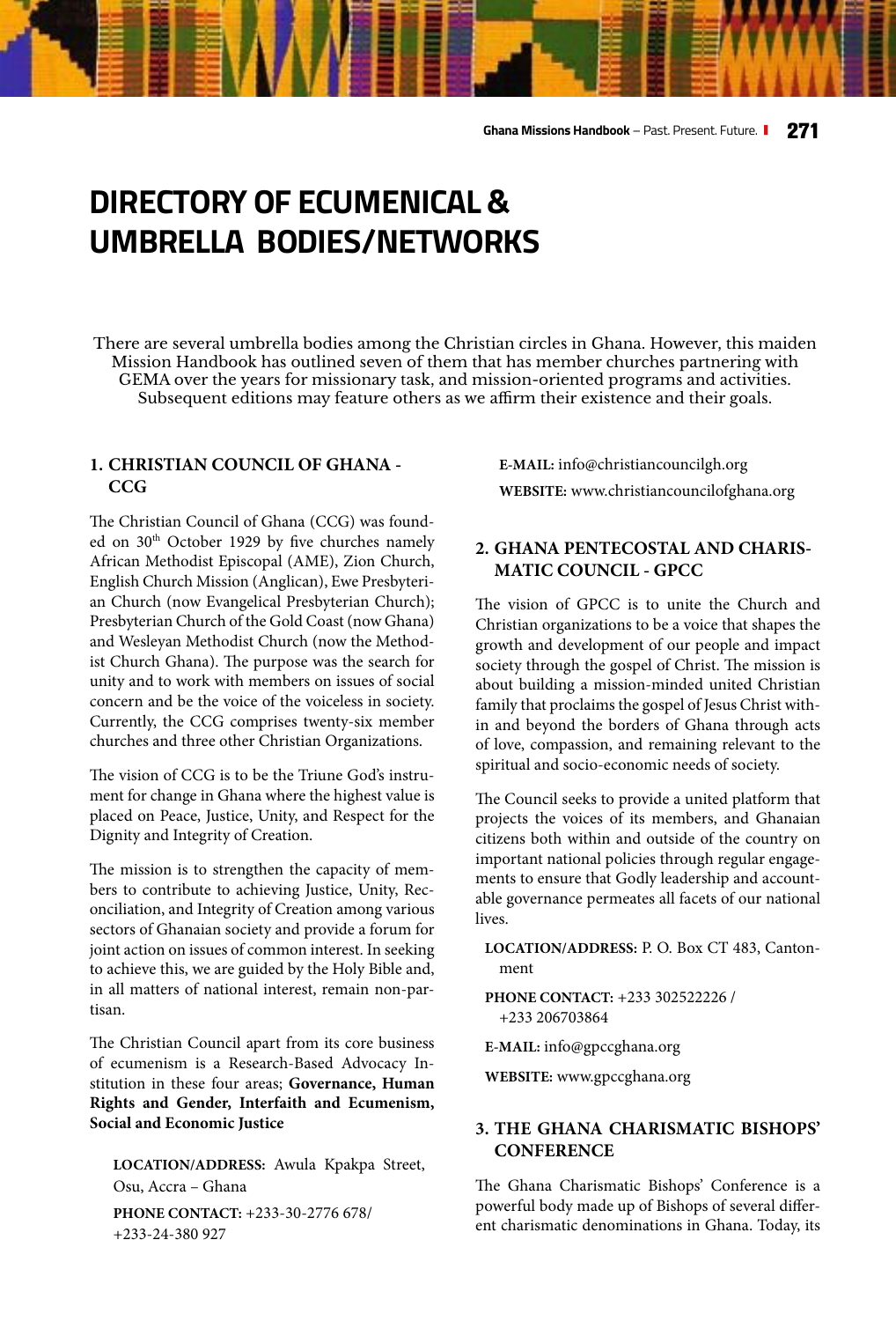# DIRECTORY OF ECUMENICAL & UMBRELLA BODIES/NETWORKS

There are several umbrella bodies among the Christian circles in Ghana. However, this maiden Mission Handbook has outlined seven of them that has member churches partnering with GEMA over the years for missionary task, and mission-oriented programs and activities. Subsequent editions may feature others as we affirm their existence and their goals.

## 1. CHRISTIAN COUNCIL OF GHANA - CCG

The Christian Council of Ghana (CCG) was founded on 30th October 1929 by five churches namely African Methodist Episcopal (AME), Zion Church, English Church Mission (Anglican), Ewe Presbyterian Church (now Evangelical Presbyterian Church); Presbyterian Church of the Gold Coast (now Ghana) and Wesleyan Methodist Church (now the Methodist Church Ghana). The purpose was the search for unity and to work with members on issues of social concern and be the voice of the voiceless in society. Currently, the CCG comprises twenty-six member churches and three other Christian Organizations.

The vision of CCG is to be the Triune God's instrument for change in Ghana where the highest value is placed on Peace, Justice, Unity, and Respect for the Dignity and Integrity of Creation.

The mission is to strengthen the capacity of members to contribute to achieving Justice, Unity, Reconciliation, and Integrity of Creation among various sectors of Ghanaian society and provide a forum for joint action on issues of common interest. In seeking to achieve this, we are guided by the Holy Bible and, in all matters of national interest, remain non-partisan.

The Christian Council apart from its core business of ecumenism is a Research-Based Advocacy Institution in these four areas; **Governance, Human Rights and Gender, Interfaith and Ecumenism, Social and Economic Justice**

**LOCATION/ADDRESS:** Awula Kpakpa Street, Osu, Accra – Ghana

**PHONE CONTACT:** +233-30-2776 678/ +233-24-380 927

**E-MAIL:** info@christiancouncilgh.org

**WEBSITE:** www.christiancouncilofghana.org

## 2. GHANA PENTECOSTAL AND CHARISMATIC COUNCIL - GPCC

The vision of GPCC is to unite the Church and Christian organizations to be a voice that shapes the growth and development of our people and impact society through the gospel of Christ. The mission is about building a mission-minded united Christian family that proclaims the gospel of Jesus Christ within and beyond the borders of Ghana through acts of love, compassion, and remaining relevant to the spiritual and socio-economic needs of society.

The Council seeks to provide a united platform that projects the voices of its members, and Ghanaian citizens both within and outside of the country on important national policies through regular engagements to ensure that Godly leadership and accountable governance permeates all facets of our national lives.

**LOCATION/ADDRESS:** P. O. Box CT 483, Cantonment

**PHONE CONTACT:** +233 302522226 / +233 206703864

**E-MAIL:** info@gpccghana.org

**WEBSITE:** www.gpccghana.org

## 3. THE GHANA CHARISMATIC BISHOPS' CONFERENCE

The Ghana Charismatic Bishops' Conference is a powerful body made up of Bishops of several different charismatic denominations in Ghana. Today, its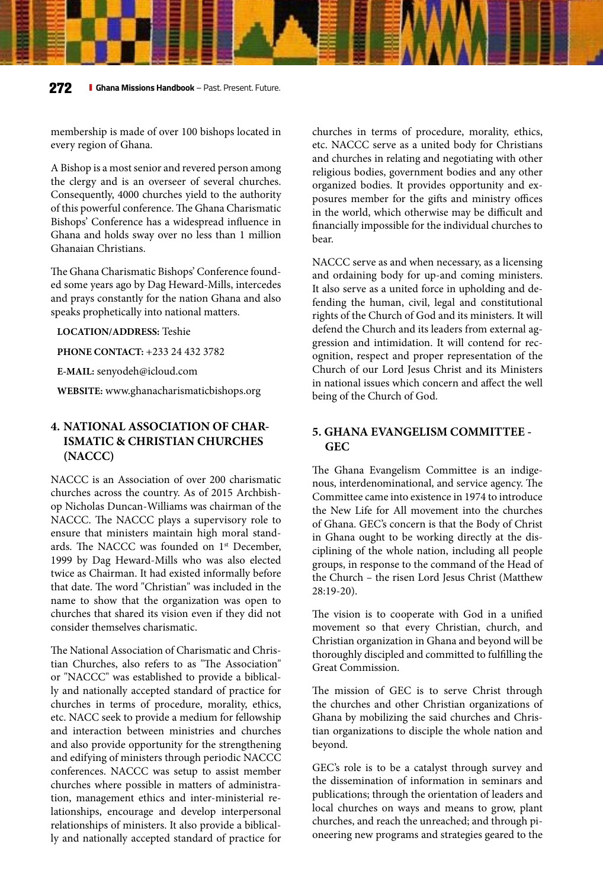membership is made of over 100 bishops located in every region of Ghana.

A Bishop is a most senior and revered person among the clergy and is an overseer of several churches. Consequently, 4000 churches yield to the authority of this powerful conference. The Ghana Charismatic Bishops' Conference has a widespread influence in Ghana and holds sway over no less than 1 million Ghanaian Christians.

The Ghana Charismatic Bishops' Conference founded some years ago by Dag Heward-Mills, intercedes and prays constantly for the nation Ghana and also speaks prophetically into national matters.

**LOCATION/ADDRESS:** Teshie

**PHONE CONTACT:** +233 24 432 3782

**E-MAIL:** senyodeh@icloud.com

**WEBSITE:** www.ghanacharismaticbishops.org

### 4. NATIONAL ASSOCIATION OF CHARISMATIC & CHRISTIAN CHURCHES (NACCC)

NACCC is an Association of over 200 charismatic churches across the country. As of 2015 Archbishop Nicholas Duncan-Williams was chairman of the NACCC. The NACCC plays a supervisory role to ensure that ministers maintain high moral standards. The NACCC was founded on 1st December, 1999 by Dag Heward-Mills who was also elected twice as Chairman. It had existed informally before that date. The word "Christian" was included in the name to show that the organization was open to churches that shared its vision even if they did not consider themselves charismatic.

The National Association of Charismatic and Christian Churches, also refers to as "The Association" or "NACCC" was established to provide a biblically and nationally accepted standard of practice for churches in terms of procedure, morality, ethics, etc. NACC seek to provide a medium for fellowship and interaction between ministries and churches and also provide opportunity for the strengthening and edifying of ministers through periodic NACCC conferences. NACCC was setup to assist member churches where possible in matters of administration, management ethics and inter-ministerial relationships, encourage and develop interpersonal relationships of ministers. It also provide a biblically and nationally accepted standard of practice for churches in terms of procedure, morality, ethics, etc. NACCC serve as a united body for Christians and churches in relating and negotiating with other religious bodies, government bodies and any other organized bodies. It provides opportunity and exposures member for the gifts and ministry offices in the world, which otherwise may be difficult and financially impossible for the individual churches to bear.

NACCC serve as and when necessary, as a licensing and ordaining body for up-and coming ministers. It also serve as a united force in upholding and defending the human, civil, legal and constitutional rights of the Church of God and its ministers. It will defend the Church and its leaders from external aggression and intimidation. It will contend for recognition, respect and proper representation of the Church of our Lord Jesus Christ and its Ministers in national issues which concern and affect the well being of the Church of God.

### 5. GHANA EVANGELISM COMMITTEE - GEC

The Ghana Evangelism Committee is an indigenous, interdenominational, and service agency. The Committee came into existence in 1974 to introduce the New Life for All movement into the churches of Ghana. GEC's concern is that the Body of Christ in Ghana ought to be working directly at the discipling of the whole nation, including all people groups, in response to the command of the Head of the Church – the risen Lord Jesus Christ (Matthew 28:19-20).

The vision is to cooperate with God in a unified movement so that every Christian, church, and Christian organization in Ghana and beyond will be thoroughly discipled and committed to fulfilling the Great Commission.

The mission of GEC is to serve Christ through the churches and other Christian organizations of Ghana by mobilizing the said churches and Christian organizations to disciple the whole nation and beyond.

GEC's role is to be a catalyst through survey and the dissemination of information in seminars and publications; through the orientation of leaders and local churches on ways and means to grow, plant churches, and reach the unreached; and through pioneering new programs and strategies geared to the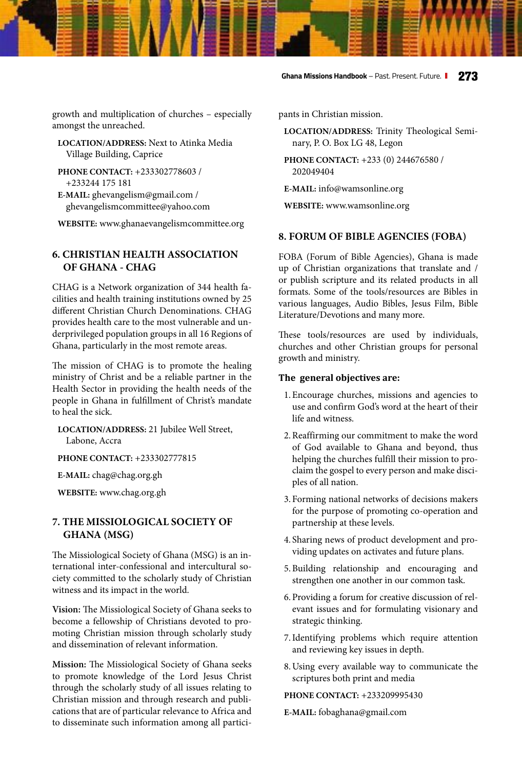growth and multiplication of churches – especially amongst the unreached.

**LOCATION/ADDRESS:** Next to Atinka Media Village Building, Caprice

**PHONE CONTACT:** +233302778603 / +233244 175 181

**E-MAIL:** ghevangelism@gmail.com / ghevangelismcommittee@yahoo.com

**WEBSITE:** www.ghanaevangelismcommittee.org

## 6. CHRISTIAN HEALTH ASSOCIATION OF GHANA - CHAG

CHAG is a Network organization of 344 health facilities and health training institutions owned by 25 different Christian Church Denominations. CHAG provides health care to the most vulnerable and underprivileged population groups in all 16 Regions of Ghana, particularly in the most remote areas.

The mission of CHAG is to promote the healing ministry of Christ and be a reliable partner in the Health Sector in providing the health needs of the people in Ghana in fulfillment of Christ's mandate to heal the sick.

**LOCATION/ADDRESS:** 21 Jubilee Well Street, Labone, Accra

**PHONE CONTACT:** +233302777815

**E-MAIL:** chag@chag.org.gh

**WEBSITE:** www.chag.org.gh

## 7. THE MISSIOLOGICAL SOCIETY OF GHANA (MSG)

The Missiological Society of Ghana (MSG) is an international inter-confessional and intercultural society committed to the scholarly study of Christian witness and its impact in the world.

**Vision:** The Missiological Society of Ghana seeks to become a fellowship of Christians devoted to promoting Christian mission through scholarly study and dissemination of relevant information.

**Mission:** The Missiological Society of Ghana seeks to promote knowledge of the Lord Jesus Christ through the scholarly study of all issues relating to Christian mission and through research and publications that are of particular relevance to Africa and to disseminate such information among all participants in Christian mission.

**LOCATION/ADDRESS:** Trinity Theological Seminary, P. O. Box LG 48, Legon

**PHONE CONTACT:** +233 (0) 244676580 / 202049404

**E-MAIL:** info@wamsonline.org

**WEBSITE:** www.wamsonline.org

## 8. FORUM OF BIBLE AGENCIES (FOBA)

FOBA (Forum of Bible Agencies), Ghana is made up of Christian organizations that translate and / or publish scripture and its related products in all formats. Some of the tools/resources are Bibles in various languages, Audio Bibles, Jesus Film, Bible Literature/Devotions and many more.

These tools/resources are used by individuals, churches and other Christian groups for personal growth and ministry.

**The general objectives are:**

1. Encourage churches, missions and agencies to use and confirm God's word at the heart of their life and witness.
2. Reaffirming our commitment to make the word of God available to Ghana and beyond, thus helping the churches fulfill their mission to proclaim the gospel to every person and make disciples of all nation.
3. Forming national networks of decisions makers for the purpose of promoting co-operation and partnership at these levels.
4. Sharing news of product development and providing updates on activates and future plans.
5. Building relationship and encouraging and strengthen one another in our common task.
6. Providing a forum for creative discussion of relevant issues and for formulating visionary and strategic thinking.
7. Identifying problems which require attention and reviewing key issues in depth.
8. Using every available way to communicate the scriptures both print and media

**PHONE CONTACT:** +233209995430

**E-MAIL:** fobaghana@gmail.com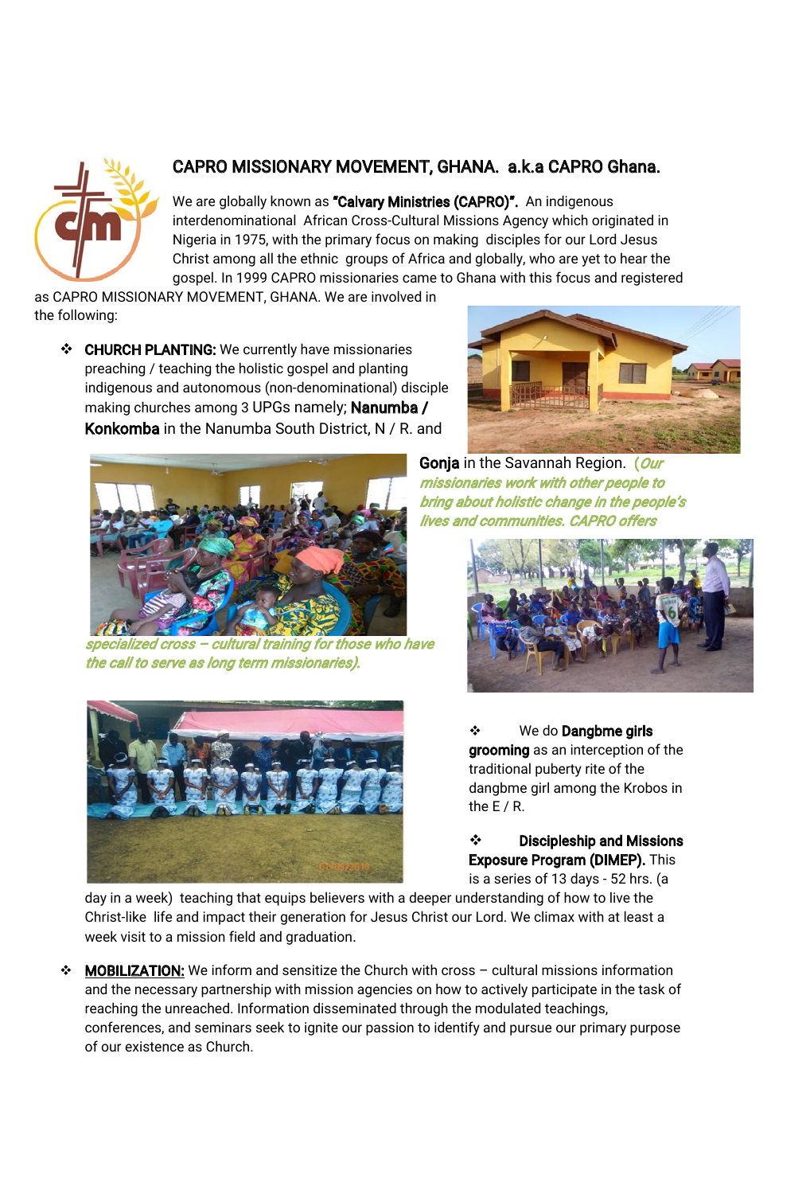## CAPRO MISSIONARY MOVEMENT, GHANA. a.k.a CAPRO Ghana.

We are globally known as **"Calvary Ministries (CAPRO)".** An indigenous interdenominational African Cross-Cultural Missions Agency which originated in Nigeria in 1975, with the primary focus on making disciples for our Lord Jesus Christ among all the ethnic groups of Africa and globally, who are yet to hear the gospel. In 1999 CAPRO missionaries came to Ghana with this focus and registered as CAPRO MISSIONARY MOVEMENT, GHANA. We are involved in the following:

- **CHURCH PLANTING:** We currently have missionaries preaching / teaching the holistic gospel and planting indigenous and autonomous (non-denominational) disciple making churches among 3 UPGs namely; **Nanumba / Konkomba** in the Nanumba South District, N / R. and **Gonja** in the Savannah Region. (*Our missionaries work with other people to bring about holistic change in the people's lives and communities. CAPRO offers specialized cross – cultural training for those who have the call to serve as long term missionaries).*

- We do **Dangbme girls grooming** as an interception of the traditional puberty rite of the dangbme girl among the Krobos in the E / R.

- **Discipleship and Missions Exposure Program (DIMEP).** This is a series of 13 days - 52 hrs. (a day in a week) teaching that equips believers with a deeper understanding of how to live the Christ-like life and impact their generation for Jesus Christ our Lord. We climax with at least a week visit to a mission field and graduation.

- **MOBILIZATION:** We inform and sensitize the Church with cross – cultural missions information and the necessary partnership with mission agencies on how to actively participate in the task of reaching the unreached. Information disseminated through the modulated teachings, conferences, and seminars seek to ignite our passion to identify and pursue our primary purpose of our existence as Church.